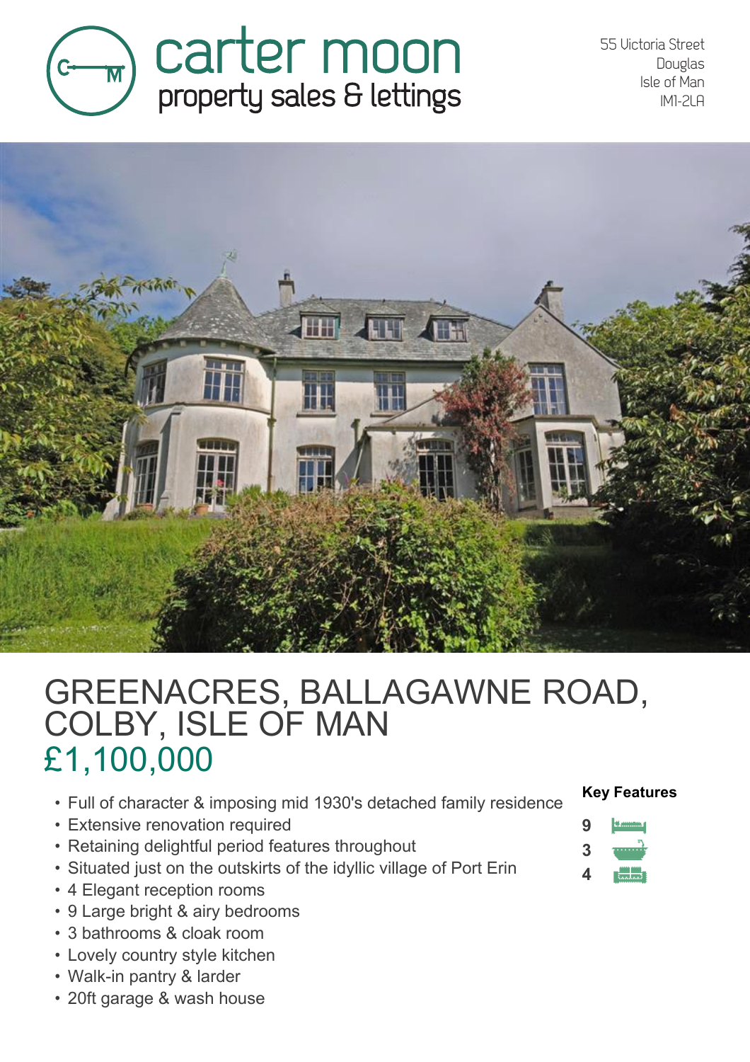carter moon
property sales & lettings

55 Victoria Street
Douglas
Isle of Man
IM1-2LA

# GREENACRES, BALLAGAWNE ROAD, COLBY, ISLE OF MAN

## £1,100,000

- Full of character & imposing mid 1930's detached family residence
- Extensive renovation required
- Retaining delightful period features throughout
- Situated just on the outskirts of the idyllic village of Port Erin
- 4 Elegant reception rooms
- 9 Large bright & airy bedrooms
- 3 bathrooms & cloak room
- Lovely country style kitchen
- Walk-in pantry & larder
- 20ft garage & wash house

**Key Features**

9
3
4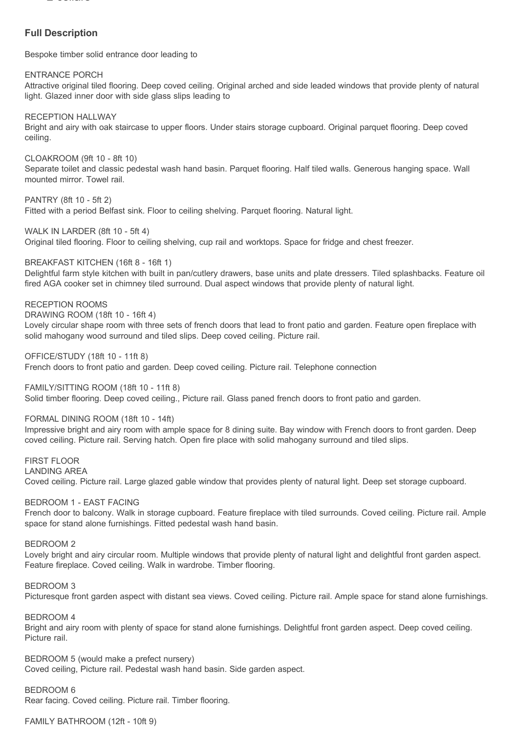## Full Description

Bespoke timber solid entrance door leading to

ENTRANCE PORCH
Attractive original tiled flooring. Deep coved ceiling. Original arched and side leaded windows that provide plenty of natural light. Glazed inner door with side glass slips leading to

RECEPTION HALLWAY
Bright and airy with oak staircase to upper floors. Under stairs storage cupboard. Original parquet flooring. Deep coved ceiling.

CLOAKROOM (9ft 10 - 8ft 10)
Separate toilet and classic pedestal wash hand basin. Parquet flooring. Half tiled walls. Generous hanging space. Wall mounted mirror. Towel rail.

PANTRY (8ft 10 - 5ft 2)
Fitted with a period Belfast sink. Floor to ceiling shelving. Parquet flooring. Natural light.

WALK IN LARDER (8ft 10 - 5ft 4)
Original tiled flooring. Floor to ceiling shelving, cup rail and worktops. Space for fridge and chest freezer.

BREAKFAST KITCHEN (16ft 8 - 16ft 1)
Delightful farm style kitchen with built in pan/cutlery drawers, base units and plate dressers. Tiled splashbacks. Feature oil fired AGA cooker set in chimney tiled surround. Dual aspect windows that provide plenty of natural light.

RECEPTION ROOMS
DRAWING ROOM (18ft 10 - 16ft 4)
Lovely circular shape room with three sets of french doors that lead to front patio and garden. Feature open fireplace with solid mahogany wood surround and tiled slips. Deep coved ceiling. Picture rail.

OFFICE/STUDY (18ft 10 - 11ft 8)
French doors to front patio and garden. Deep coved ceiling. Picture rail. Telephone connection

FAMILY/SITTING ROOM (18ft 10 - 11ft 8)
Solid timber flooring. Deep coved ceiling., Picture rail. Glass paned french doors to front patio and garden.

FORMAL DINING ROOM (18ft 10 - 14ft)
Impressive bright and airy room with ample space for 8 dining suite. Bay window with French doors to front garden. Deep coved ceiling. Picture rail. Serving hatch. Open fire place with solid mahogany surround and tiled slips.

FIRST FLOOR
LANDING AREA
Coved ceiling. Picture rail. Large glazed gable window that provides plenty of natural light. Deep set storage cupboard.

BEDROOM 1 - EAST FACING
French door to balcony. Walk in storage cupboard. Feature fireplace with tiled surrounds. Coved ceiling. Picture rail. Ample space for stand alone furnishings. Fitted pedestal wash hand basin.

BEDROOM 2
Lovely bright and airy circular room. Multiple windows that provide plenty of natural light and delightful front garden aspect. Feature fireplace. Coved ceiling. Walk in wardrobe. Timber flooring.

BEDROOM 3
Picturesque front garden aspect with distant sea views. Coved ceiling. Picture rail. Ample space for stand alone furnishings.

BEDROOM 4
Bright and airy room with plenty of space for stand alone furnishings. Delightful front garden aspect. Deep coved ceiling. Picture rail.

BEDROOM 5 (would make a prefect nursery)
Coved ceiling, Picture rail. Pedestal wash hand basin. Side garden aspect.

BEDROOM 6
Rear facing. Coved ceiling. Picture rail. Timber flooring.

FAMILY BATHROOM (12ft - 10ft 9)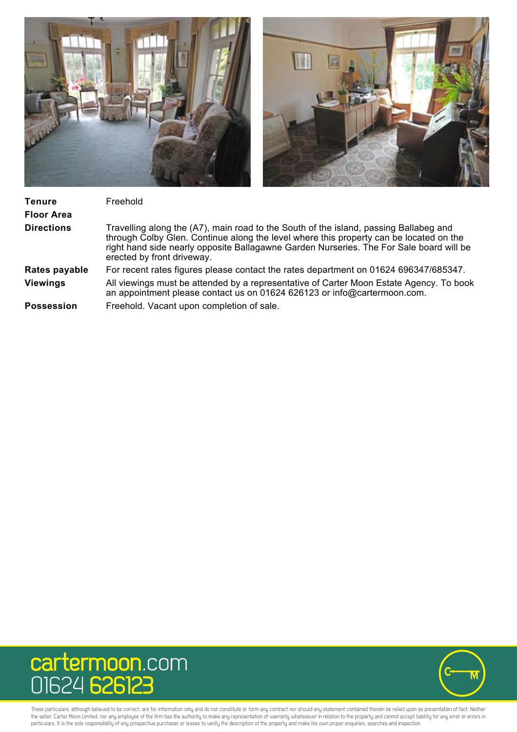| | |
|---|---|
| **Tenure** | Freehold |
| **Floor Area** | |
| **Directions** | Travelling along the (A7), main road to the South of the island, passing Ballabeg and through Colby Glen. Continue along the level where this property can be located on the right hand side nearly opposite Ballagawne Garden Nurseries. The For Sale board will be erected by front driveway. |
| **Rates payable** | For recent rates figures please contact the rates department on 01624 696347/685347. |
| **Viewings** | All viewings must be attended by a representative of Carter Moon Estate Agency. To book an appointment please contact us on 01624 626123 or info@cartermoon.com. |
| **Possession** | Freehold. Vacant upon completion of sale. |

cartermoon.com
01624 626123

These particulars, although believed to be correct, are for information only and do not constitute or form any contract nor should any statement contained therein be relied upon as presentation of fact. Neither the seller, Carter Moon Limited, nor any employee of the firm has the authority to make any representation of warranty whatsoever in relation to the property and cannot accept liability for any error or errors in particulars. It is the sole responsibility of any prospective purchaser or lessee to verify the description of the property and make his own proper enquiries, searches and inspection.